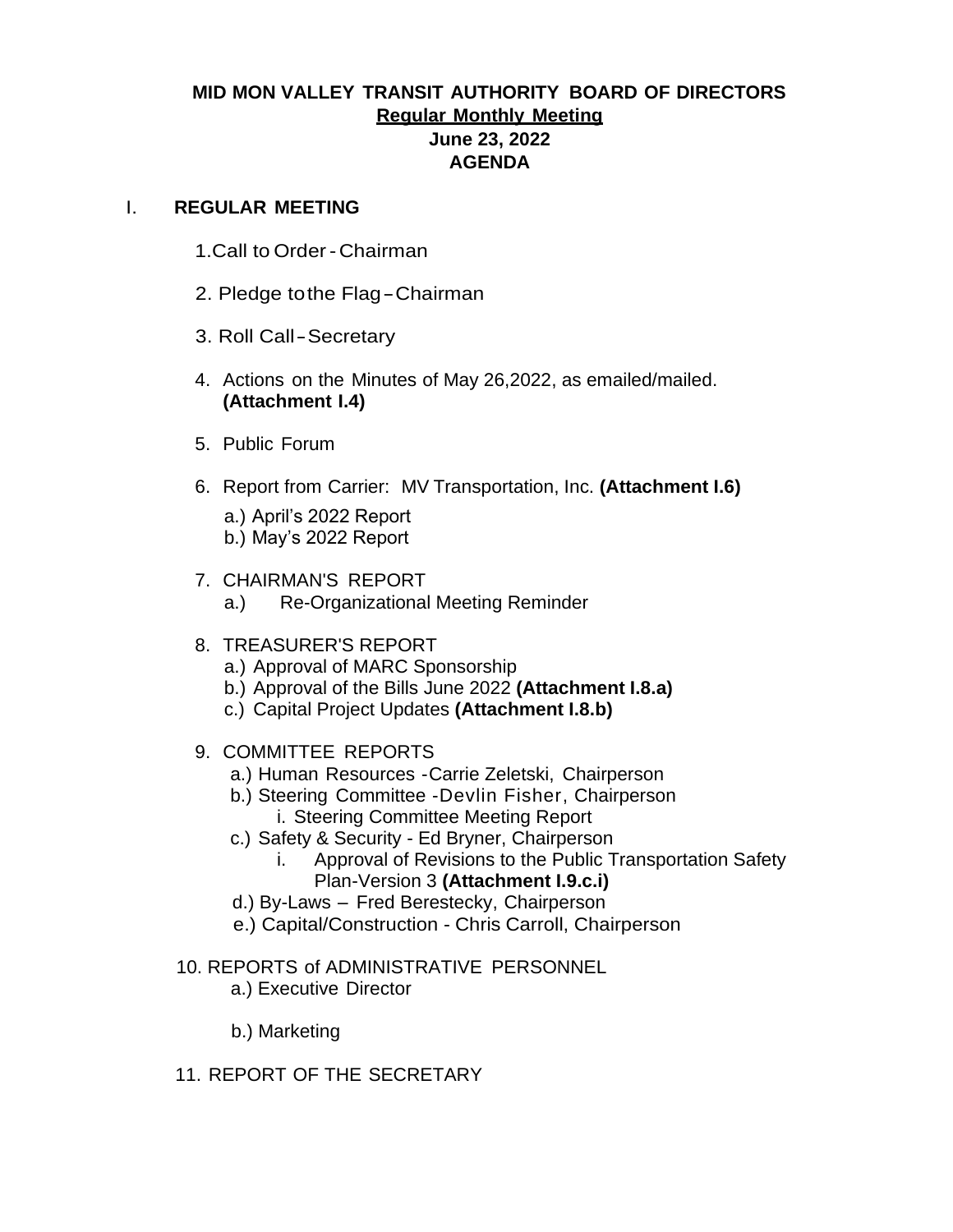# MID MON VALLEY TRANSIT AUTHORITY BOARD OF DIRECTORS

**Regular Monthly Meeting**

**June 23, 2022**

**AGENDA**

## I. REGULAR MEETING

1. Call to Order - Chairman
2. Pledge to the Flag – Chairman
3. Roll Call – Secretary
4. Actions on the Minutes of May 26,2022, as emailed/mailed. **(Attachment I.4)**
5. Public Forum
6. Report from Carrier: MV Transportation, Inc. **(Attachment I.6)**
   - a.) April's 2022 Report
   - b.) May's 2022 Report
7. CHAIRMAN'S REPORT
   - a.) Re-Organizational Meeting Reminder
8. TREASURER'S REPORT
   - a.) Approval of MARC Sponsorship
   - b.) Approval of the Bills June 2022 **(Attachment I.8.a)**
   - c.) Capital Project Updates **(Attachment I.8.b)**
9. COMMITTEE REPORTS
   - a.) Human Resources -Carrie Zeletski, Chairperson
   - b.) Steering Committee -Devlin Fisher, Chairperson
     - i. Steering Committee Meeting Report
   - c.) Safety & Security - Ed Bryner, Chairperson
     - i. Approval of Revisions to the Public Transportation Safety Plan-Version 3 **(Attachment I.9.c.i)**
   - d.) By-Laws – Fred Berestecky, Chairperson
   - e.) Capital/Construction - Chris Carroll, Chairperson
10. REPORTS of ADMINISTRATIVE PERSONNEL
    - a.) Executive Director
    - b.) Marketing
11. REPORT OF THE SECRETARY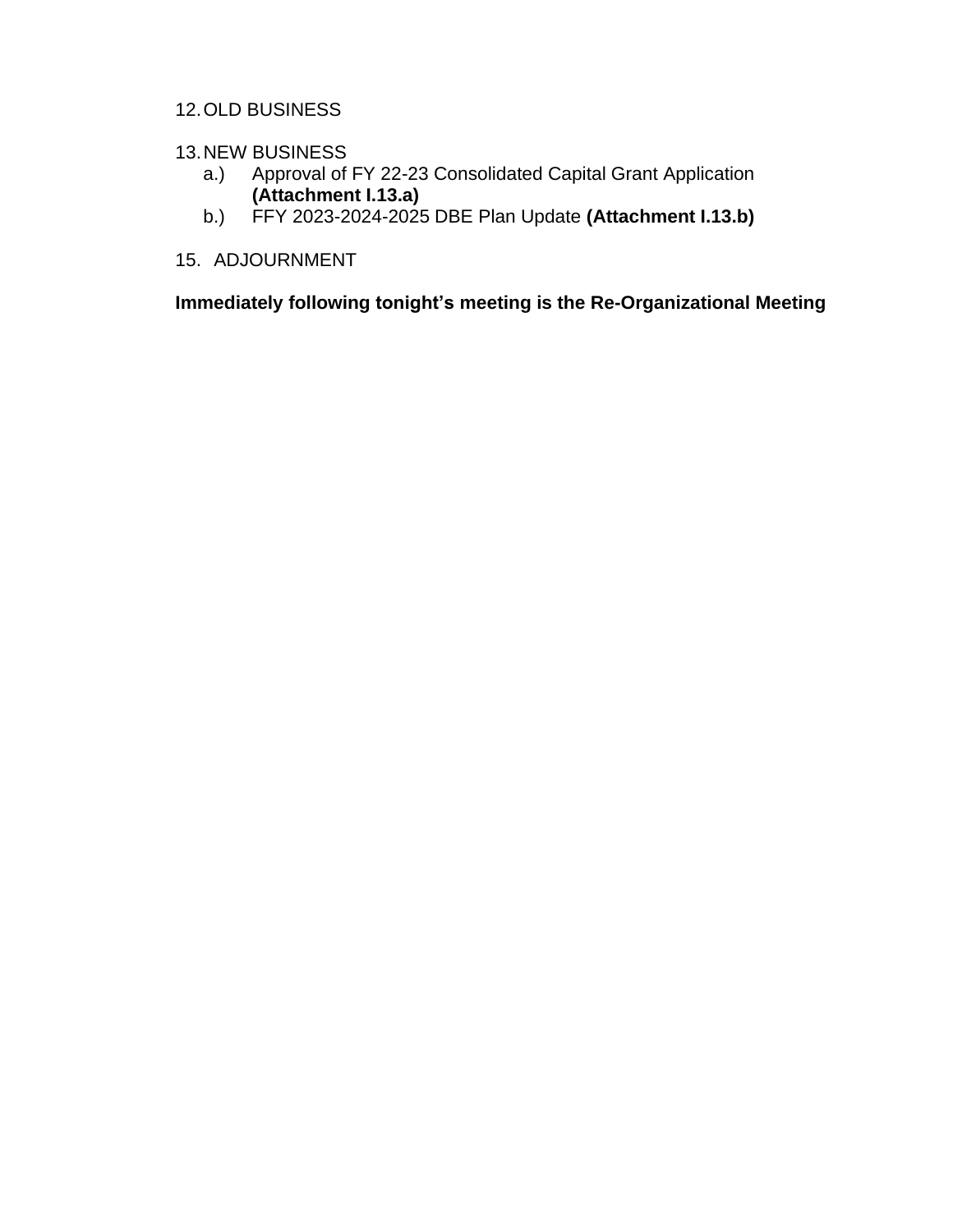12. OLD BUSINESS

13. NEW BUSINESS
    a.) Approval of FY 22-23 Consolidated Capital Grant Application **(Attachment I.13.a)**
    b.) FFY 2023-2024-2025 DBE Plan Update **(Attachment I.13.b)**

15. ADJOURNMENT

**Immediately following tonight's meeting is the Re-Organizational Meeting**